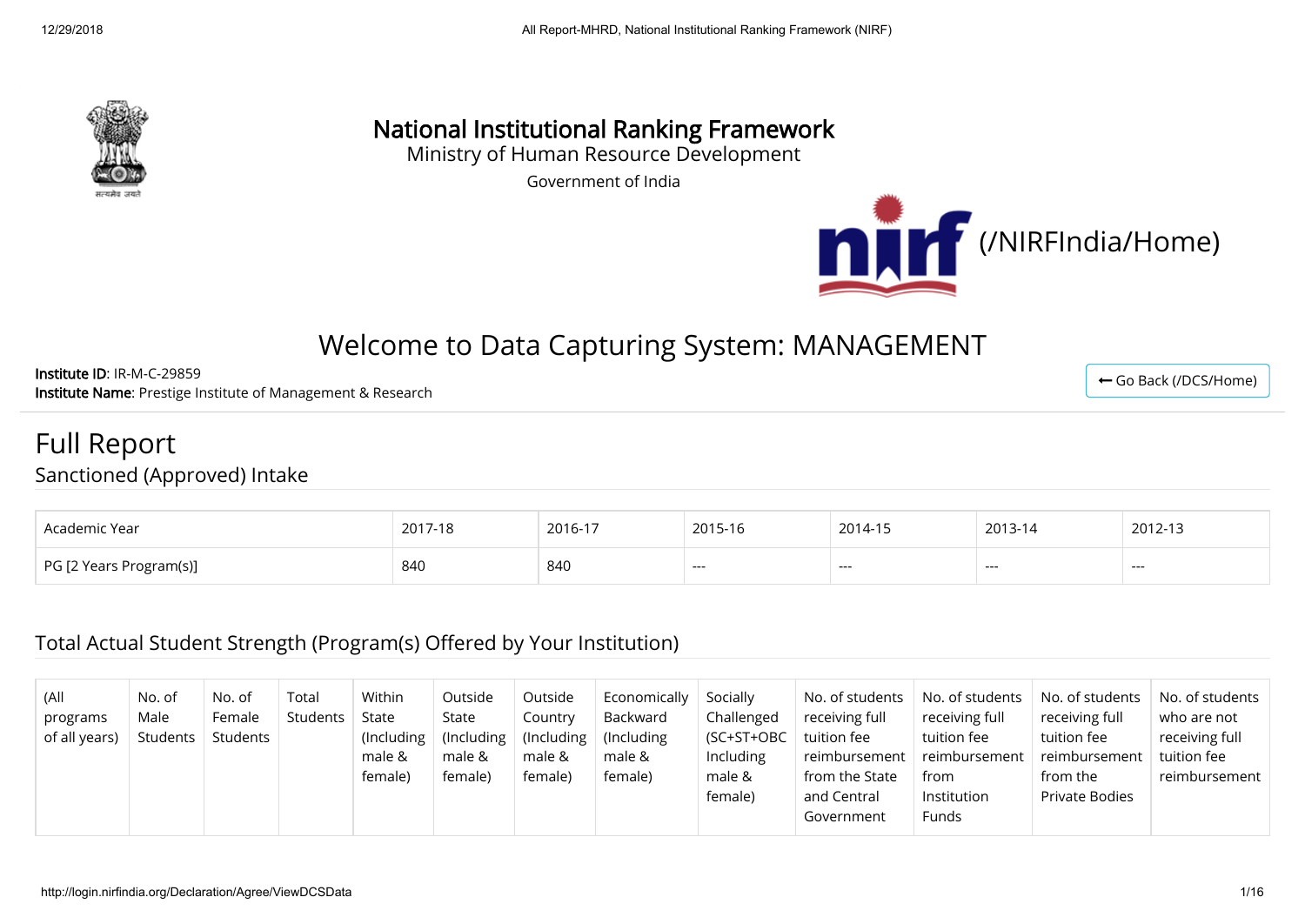# National Institutional Ranking Framework

Ministry of Human Resource Development

Government of India

(/NIRFIndia/Home)

## Welcome to Data Capturing System: MANAGEMENT

**Institute ID**: IR-M-C-29859

**Institute Name**: Prestige Institute of Management & Research

← Go Back (/DCS/Home)

# Full Report

## Sanctioned (Approved) Intake

| Academic Year | 2017-18 | 2016-17 | 2015-16 | 2014-15 | 2013-14 | 2012-13 |
|---|---|---|---|---|---|---|
| PG [2 Years Program(s)] | 840 | 840 | --- | --- | --- | --- |

## Total Actual Student Strength (Program(s) Offered by Your Institution)

| (All programs of all years) | No. of Male Students | No. of Female Students | Total Students | Within State (Including male & female) | Outside State (Including male & female) | Outside Country (Including male & female) | Economically Backward (Including male & female) | Socially Challenged (SC+ST+OBC Including male & female) | No. of students receiving full tuition fee reimbursement from the State and Central Government | No. of students receiving full tuition fee reimbursement from Institution Funds | No. of students receiving full tuition fee reimbursement from the Private Bodies | No. of students who are not receiving full tuition fee reimbursement |
|---|---|---|---|---|---|---|---|---|---|---|---|---|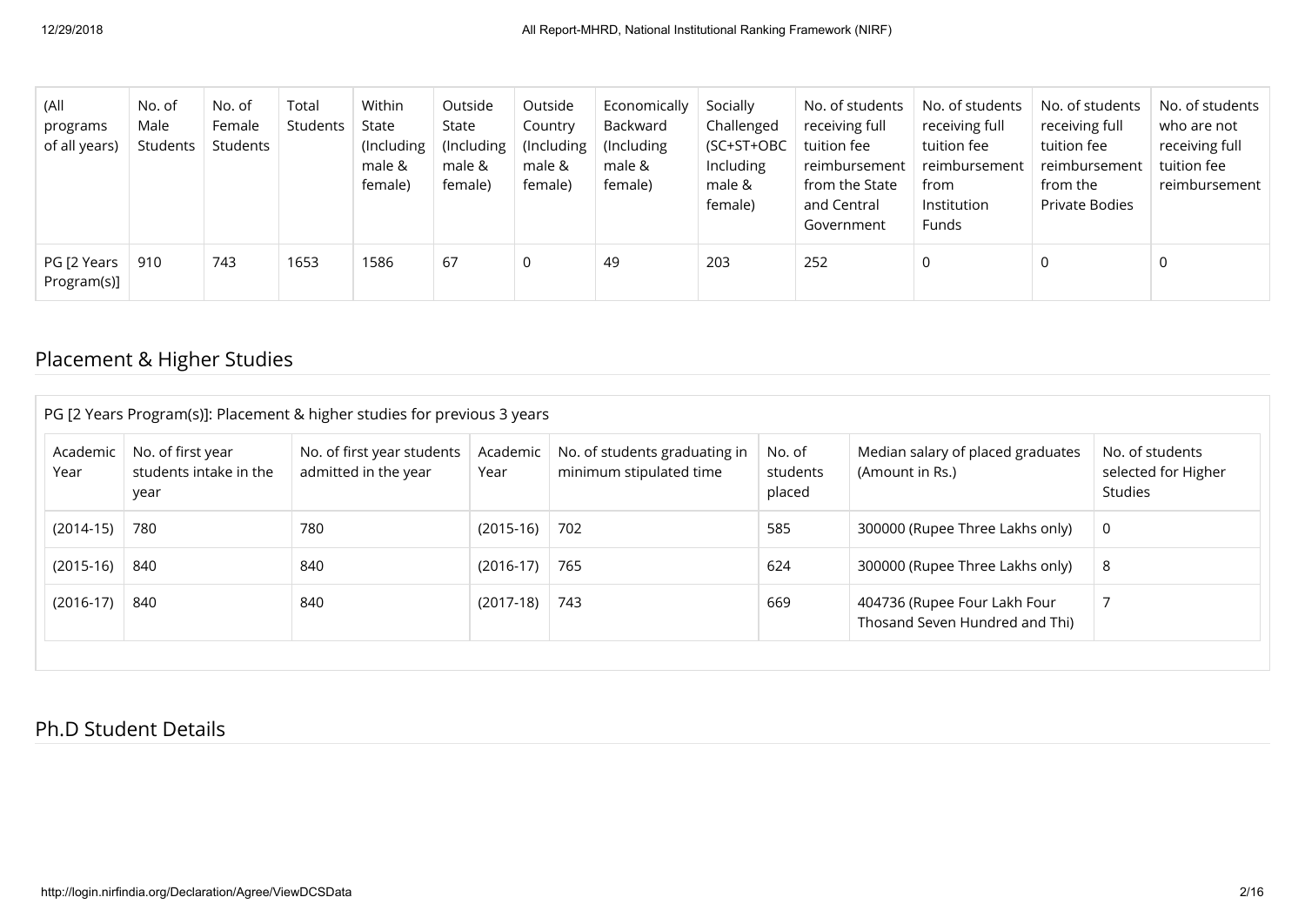| (All programs of all years) | No. of Male Students | No. of Female Students | Total Students | Within State (Including male & female) | Outside State (Including male & female) | Outside Country (Including male & female) | Economically Backward (Including male & female) | Socially Challenged (SC+ST+OBC Including male & female) | No. of students receiving full tuition fee reimbursement from the State and Central Government | No. of students receiving full tuition fee reimbursement from Institution Funds | No. of students receiving full tuition fee reimbursement from the Private Bodies | No. of students who are not receiving full tuition fee reimbursement |
|---|---|---|---|---|---|---|---|---|---|---|---|---|
| PG [2 Years Program(s)] | 910 | 743 | 1653 | 1586 | 67 | 0 | 49 | 203 | 252 | 0 | 0 | 0 |

## Placement & Higher Studies

PG [2 Years Program(s)]: Placement & higher studies for previous 3 years

| Academic Year | No. of first year students intake in the year | No. of first year students admitted in the year | Academic Year | No. of students graduating in minimum stipulated time | No. of students placed | Median salary of placed graduates (Amount in Rs.) | No. of students selected for Higher Studies |
|---|---|---|---|---|---|---|---|
| (2014-15) | 780 | 780 | (2015-16) | 702 | 585 | 300000 (Rupee Three Lakhs only) | 0 |
| (2015-16) | 840 | 840 | (2016-17) | 765 | 624 | 300000 (Rupee Three Lakhs only) | 8 |
| (2016-17) | 840 | 840 | (2017-18) | 743 | 669 | 404736 (Rupee Four Lakh Four Thosand Seven Hundred and Thi) | 7 |

## Ph.D Student Details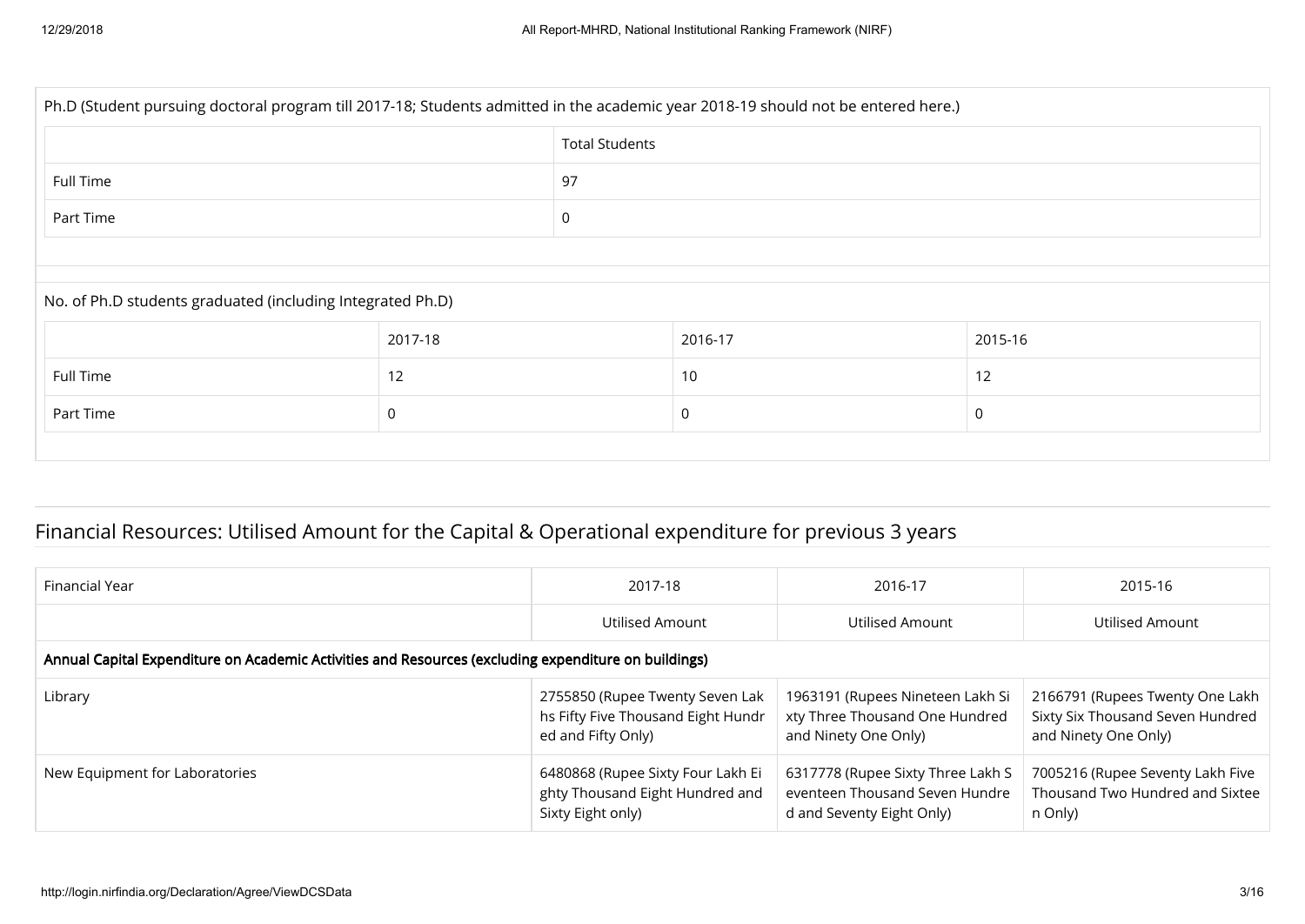Ph.D (Student pursuing doctoral program till 2017-18; Students admitted in the academic year 2018-19 should not be entered here.)

| | Total Students |
|---|---|
| Full Time | 97 |
| Part Time | 0 |

No. of Ph.D students graduated (including Integrated Ph.D)

| | 2017-18 | 2016-17 | 2015-16 |
|---|---|---|---|
| Full Time | 12 | 10 | 12 |
| Part Time | 0 | 0 | 0 |

## Financial Resources: Utilised Amount for the Capital & Operational expenditure for previous 3 years

| Financial Year | 2017-18 | 2016-17 | 2015-16 |
|---|---|---|---|
| | Utilised Amount | Utilised Amount | Utilised Amount |
| **Annual Capital Expenditure on Academic Activities and Resources (excluding expenditure on buildings)** | | | |
| Library | 2755850 (Rupee Twenty Seven Lakhs Fifty Five Thousand Eight Hundred and Fifty Only) | 1963191 (Rupees Nineteen Lakh Sixty Three Thousand One Hundred and Ninety One Only) | 2166791 (Rupees Twenty One Lakh Sixty Six Thousand Seven Hundred and Ninety One Only) |
| New Equipment for Laboratories | 6480868 (Rupee Sixty Four Lakh Eighty Thousand Eight Hundred and Sixty Eight only) | 6317778 (Rupee Sixty Three Lakh Seventeen Thousand Seven Hundred and Seventy Eight Only) | 7005216 (Rupee Seventy Lakh Five Thousand Two Hundred and Sixteen Only) |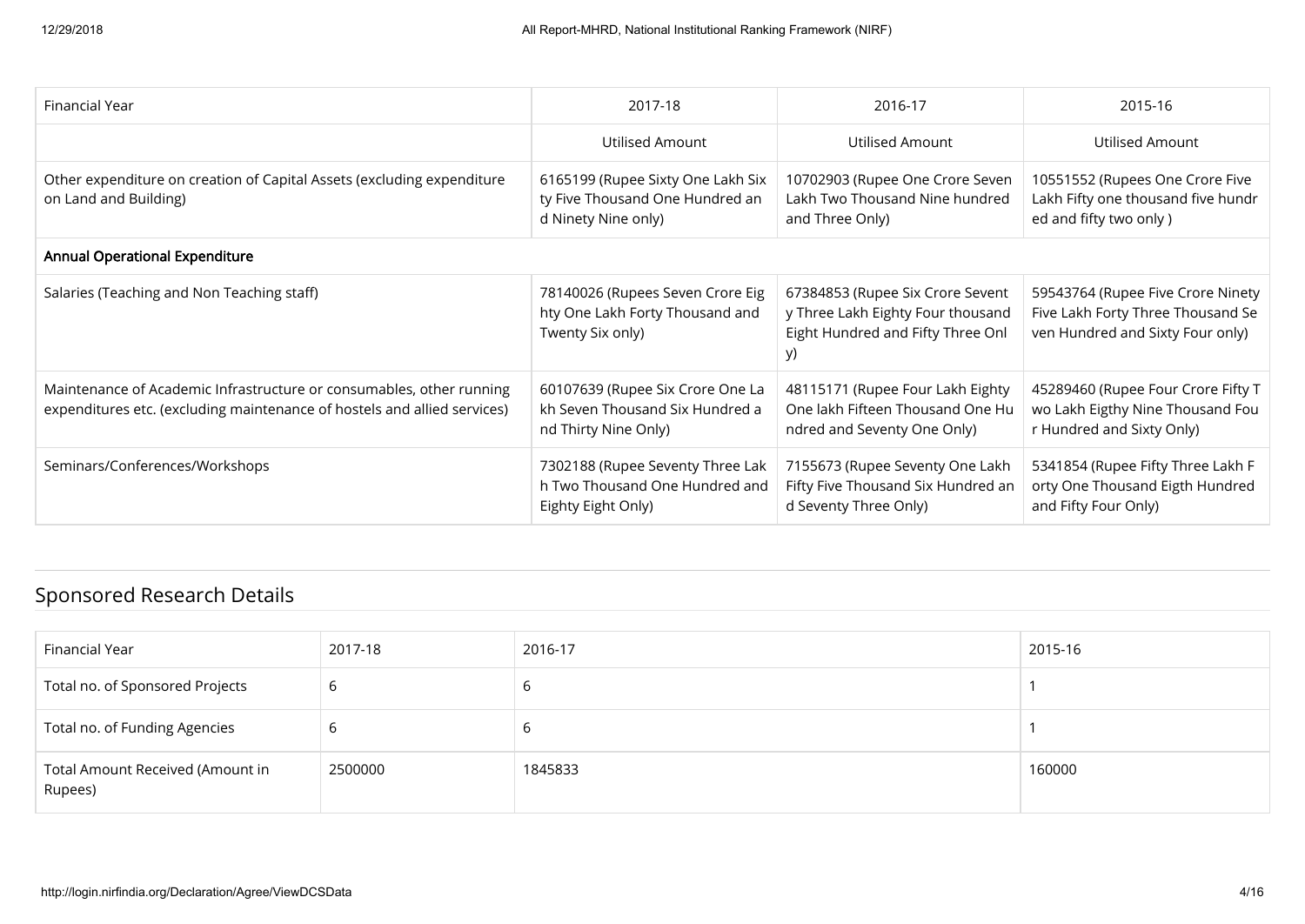| Financial Year | 2017-18 | 2016-17 | 2015-16 |
| --- | --- | --- | --- |
| | Utilised Amount | Utilised Amount | Utilised Amount |
| Other expenditure on creation of Capital Assets (excluding expenditure on Land and Building) | 6165199 (Rupee Sixty One Lakh Sixty Five Thousand One Hundred and Ninety Nine only) | 10702903 (Rupee One Crore Seven Lakh Two Thousand Nine hundred and Three Only) | 10551552 (Rupees One Crore Five Lakh Fifty one thousand five hundred and fifty two only ) |
| **Annual Operational Expenditure** | | | |
| Salaries (Teaching and Non Teaching staff) | 78140026 (Rupees Seven Crore Eighty One Lakh Forty Thousand and Twenty Six only) | 67384853 (Rupee Six Crore Seventy Three Lakh Eighty Four thousand Eight Hundred and Fifty Three Only) | 59543764 (Rupee Five Crore Ninety Five Lakh Forty Three Thousand Seven Hundred and Sixty Four only) |
| Maintenance of Academic Infrastructure or consumables, other running expenditures etc. (excluding maintenance of hostels and allied services) | 60107639 (Rupee Six Crore One Lakh Seven Thousand Six Hundred and Thirty Nine Only) | 48115171 (Rupee Four Lakh Eighty One lakh Fifteen Thousand One Hundred and Seventy One Only) | 45289460 (Rupee Four Crore Fifty Two Lakh Eigthy Nine Thousand Four Hundred and Sixty Only) |
| Seminars/Conferences/Workshops | 7302188 (Rupee Seventy Three Lakh Two Thousand One Hundred and Eighty Eight Only) | 7155673 (Rupee Seventy One Lakh Fifty Five Thousand Six Hundred and Seventy Three Only) | 5341854 (Rupee Fifty Three Lakh Forty One Thousand Eigth Hundred and Fifty Four Only) |

## Sponsored Research Details

| Financial Year | 2017-18 | 2016-17 | 2015-16 |
| --- | --- | --- | --- |
| Total no. of Sponsored Projects | 6 | 6 | 1 |
| Total no. of Funding Agencies | 6 | 6 | 1 |
| Total Amount Received (Amount in Rupees) | 2500000 | 1845833 | 160000 |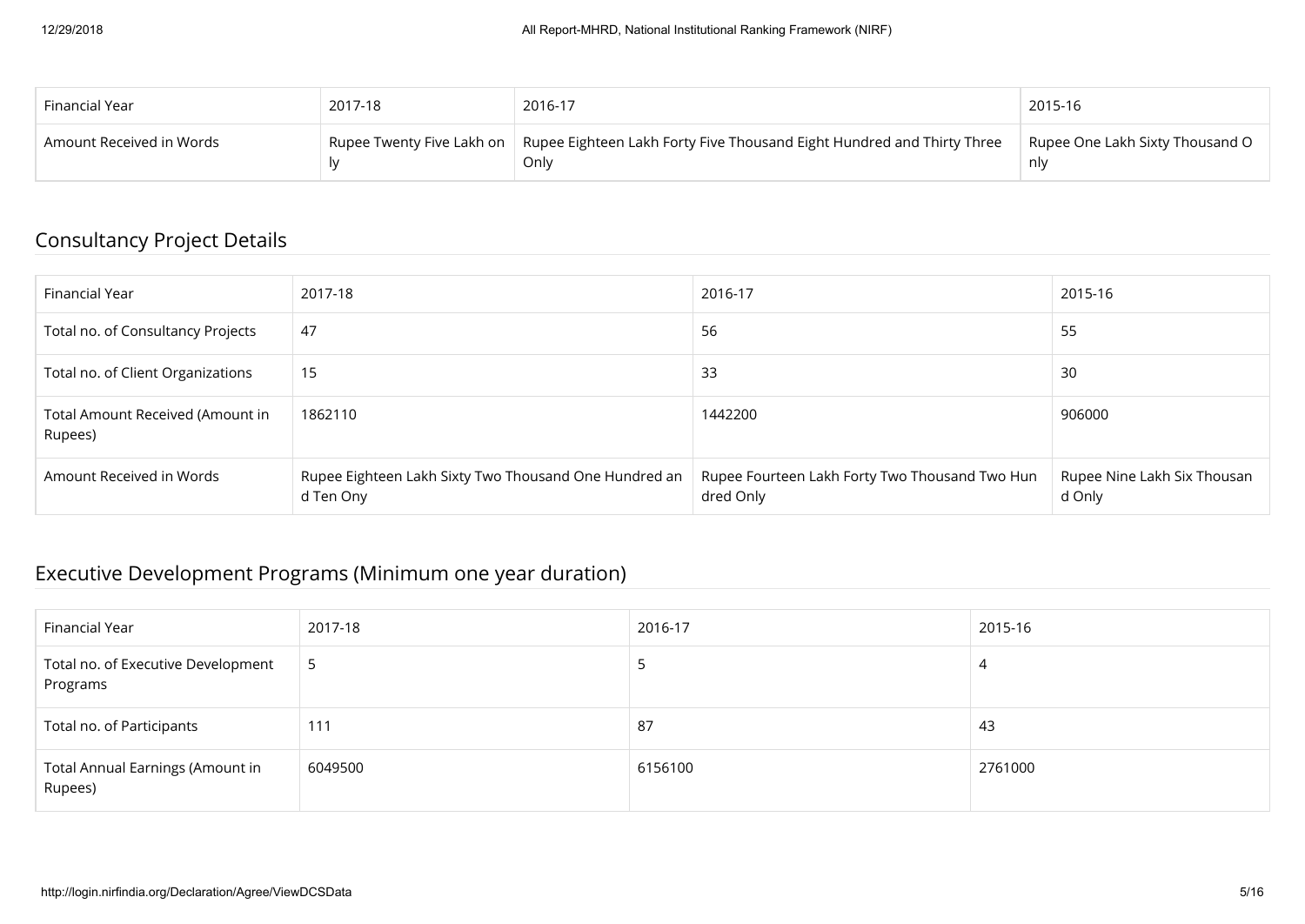| Financial Year | 2017-18 | 2016-17 | 2015-16 |
|---|---|---|---|
| Amount Received in Words | Rupee Twenty Five Lakh only | Rupee Eighteen Lakh Forty Five Thousand Eight Hundred and Thirty Three Only | Rupee One Lakh Sixty Thousand Only |

## Consultancy Project Details

| Financial Year | 2017-18 | 2016-17 | 2015-16 |
|---|---|---|---|
| Total no. of Consultancy Projects | 47 | 56 | 55 |
| Total no. of Client Organizations | 15 | 33 | 30 |
| Total Amount Received (Amount in Rupees) | 1862110 | 1442200 | 906000 |
| Amount Received in Words | Rupee Eighteen Lakh Sixty Two Thousand One Hundred and Ten Ony | Rupee Fourteen Lakh Forty Two Thousand Two Hundred Only | Rupee Nine Lakh Six Thousand Only |

## Executive Development Programs (Minimum one year duration)

| Financial Year | 2017-18 | 2016-17 | 2015-16 |
|---|---|---|---|
| Total no. of Executive Development Programs | 5 | 5 | 4 |
| Total no. of Participants | 111 | 87 | 43 |
| Total Annual Earnings (Amount in Rupees) | 6049500 | 6156100 | 2761000 |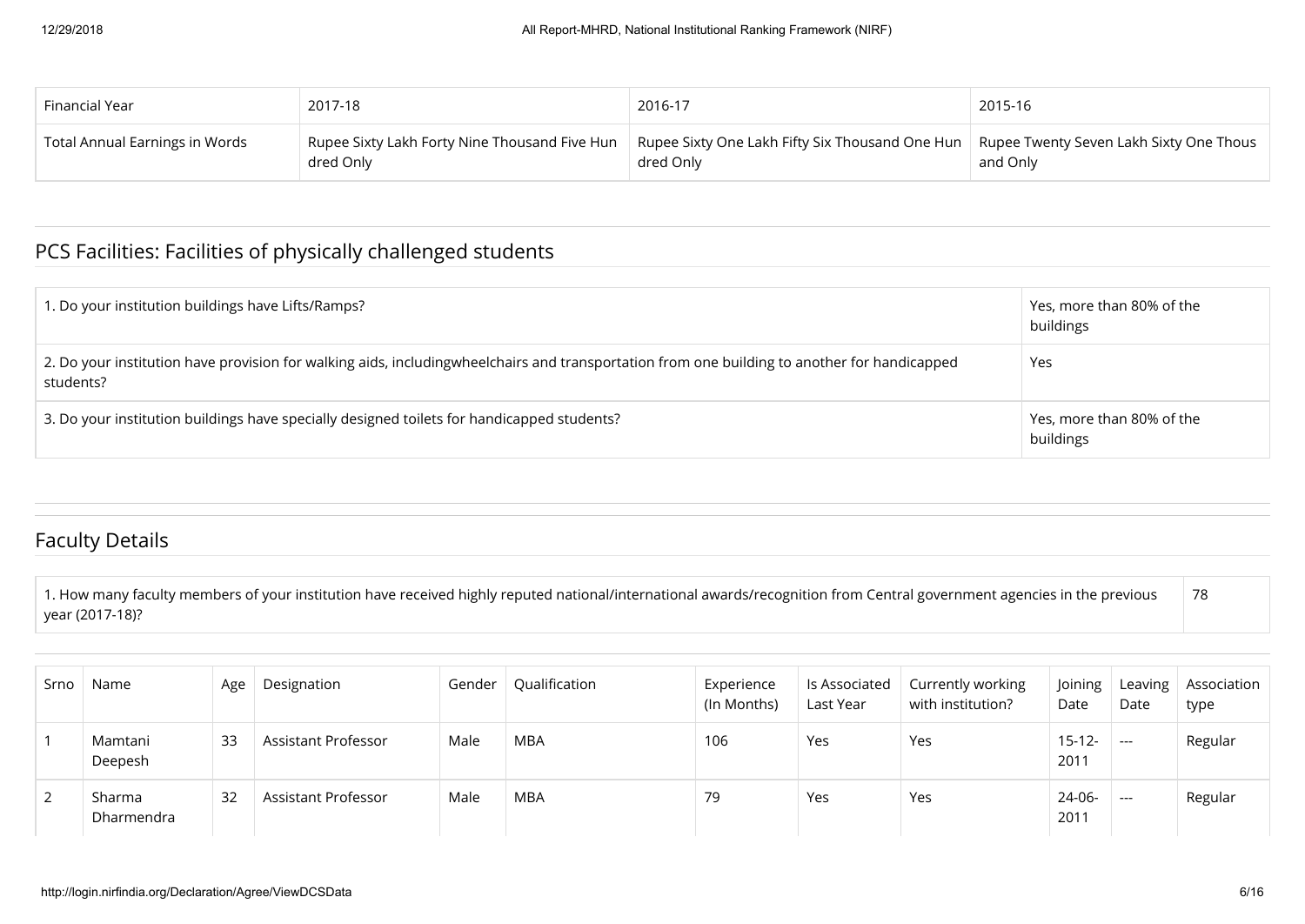| Financial Year | 2017-18 | 2016-17 | 2015-16 |
| --- | --- | --- | --- |
| Total Annual Earnings in Words | Rupee Sixty Lakh Forty Nine Thousand Five Hundred Only | Rupee Sixty One Lakh Fifty Six Thousand One Hundred Only | Rupee Twenty Seven Lakh Sixty One Thousand Only |

## PCS Facilities: Facilities of physically challenged students

| | |
| --- | --- |
| 1. Do your institution buildings have Lifts/Ramps? | Yes, more than 80% of the buildings |
| 2. Do your institution have provision for walking aids, includingwheelchairs and transportation from one building to another for handicapped students? | Yes |
| 3. Do your institution buildings have specially designed toilets for handicapped students? | Yes, more than 80% of the buildings |

## Faculty Details

| | |
| --- | --- |
| 1. How many faculty members of your institution have received highly reputed national/international awards/recognition from Central government agencies in the previous year (2017-18)? | 78 |

| Srno | Name | Age | Designation | Gender | Qualification | Experience (In Months) | Is Associated Last Year | Currently working with institution? | Joining Date | Leaving Date | Association type |
| --- | --- | --- | --- | --- | --- | --- | --- | --- | --- | --- | --- |
| 1 | Mamtani Deepesh | 33 | Assistant Professor | Male | MBA | 106 | Yes | Yes | 15-12-2011 | --- | Regular |
| 2 | Sharma Dharmendra | 32 | Assistant Professor | Male | MBA | 79 | Yes | Yes | 24-06-2011 | --- | Regular |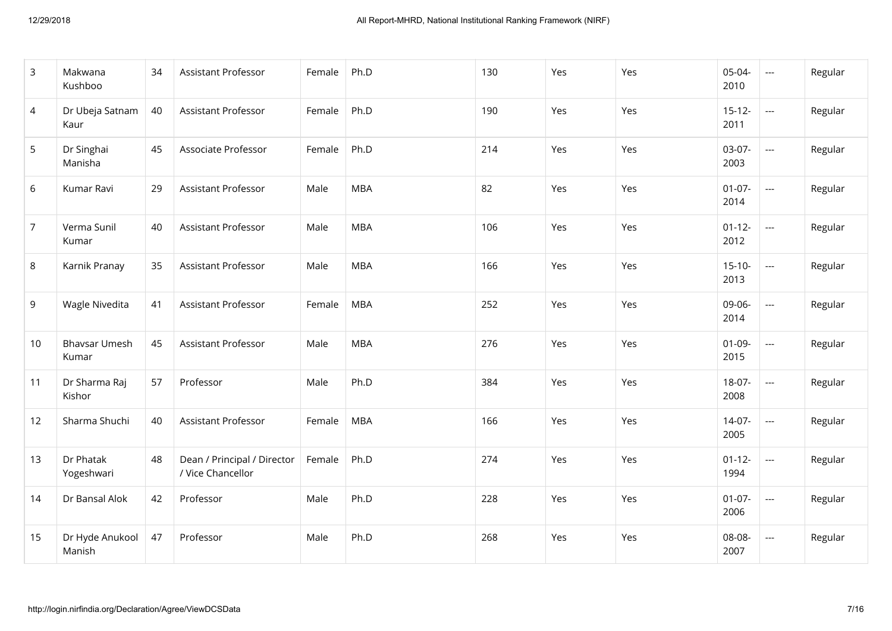| 3 | Makwana Kushboo | 34 | Assistant Professor | Female | Ph.D | 130 | Yes | Yes | 05-04-2010 | --- | Regular |
|---|---|---|---|---|---|---|---|---|---|---|---|
| 4 | Dr Ubeja Satnam Kaur | 40 | Assistant Professor | Female | Ph.D | 190 | Yes | Yes | 15-12-2011 | --- | Regular |
| 5 | Dr Singhai Manisha | 45 | Associate Professor | Female | Ph.D | 214 | Yes | Yes | 03-07-2003 | --- | Regular |
| 6 | Kumar Ravi | 29 | Assistant Professor | Male | MBA | 82 | Yes | Yes | 01-07-2014 | --- | Regular |
| 7 | Verma Sunil Kumar | 40 | Assistant Professor | Male | MBA | 106 | Yes | Yes | 01-12-2012 | --- | Regular |
| 8 | Karnik Pranay | 35 | Assistant Professor | Male | MBA | 166 | Yes | Yes | 15-10-2013 | --- | Regular |
| 9 | Wagle Nivedita | 41 | Assistant Professor | Female | MBA | 252 | Yes | Yes | 09-06-2014 | --- | Regular |
| 10 | Bhavsar Umesh Kumar | 45 | Assistant Professor | Male | MBA | 276 | Yes | Yes | 01-09-2015 | --- | Regular |
| 11 | Dr Sharma Raj Kishor | 57 | Professor | Male | Ph.D | 384 | Yes | Yes | 18-07-2008 | --- | Regular |
| 12 | Sharma Shuchi | 40 | Assistant Professor | Female | MBA | 166 | Yes | Yes | 14-07-2005 | --- | Regular |
| 13 | Dr Phatak Yogeshwari | 48 | Dean / Principal / Director / Vice Chancellor | Female | Ph.D | 274 | Yes | Yes | 01-12-1994 | --- | Regular |
| 14 | Dr Bansal Alok | 42 | Professor | Male | Ph.D | 228 | Yes | Yes | 01-07-2006 | --- | Regular |
| 15 | Dr Hyde Anukool Manish | 47 | Professor | Male | Ph.D | 268 | Yes | Yes | 08-08-2007 | --- | Regular |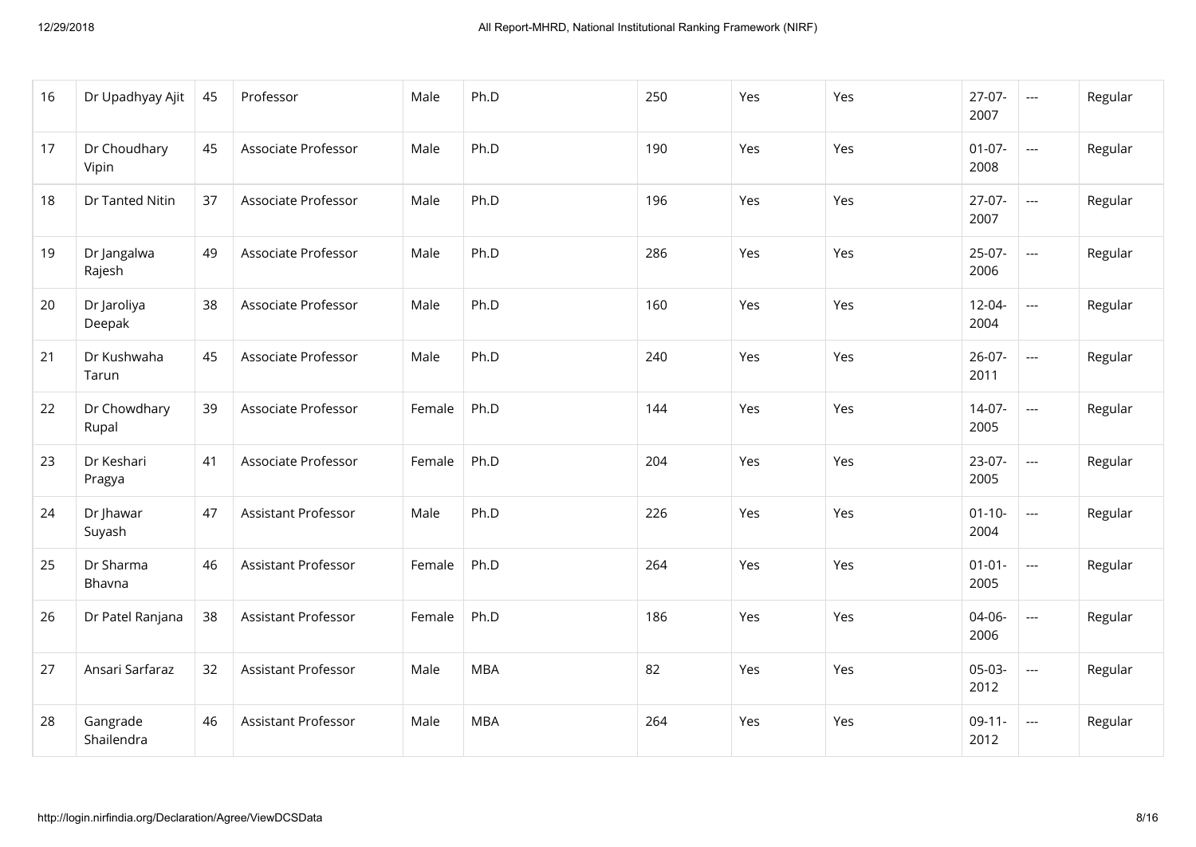| 16 | Dr Upadhyay Ajit | 45 | Professor | Male | Ph.D | 250 | Yes | Yes | 27-07-2007 | --- | Regular |
|---|---|---|---|---|---|---|---|---|---|---|---|
| 17 | Dr Choudhary Vipin | 45 | Associate Professor | Male | Ph.D | 190 | Yes | Yes | 01-07-2008 | --- | Regular |
| 18 | Dr Tanted Nitin | 37 | Associate Professor | Male | Ph.D | 196 | Yes | Yes | 27-07-2007 | --- | Regular |
| 19 | Dr Jangalwa Rajesh | 49 | Associate Professor | Male | Ph.D | 286 | Yes | Yes | 25-07-2006 | --- | Regular |
| 20 | Dr Jaroliya Deepak | 38 | Associate Professor | Male | Ph.D | 160 | Yes | Yes | 12-04-2004 | --- | Regular |
| 21 | Dr Kushwaha Tarun | 45 | Associate Professor | Male | Ph.D | 240 | Yes | Yes | 26-07-2011 | --- | Regular |
| 22 | Dr Chowdhary Rupal | 39 | Associate Professor | Female | Ph.D | 144 | Yes | Yes | 14-07-2005 | --- | Regular |
| 23 | Dr Keshari Pragya | 41 | Associate Professor | Female | Ph.D | 204 | Yes | Yes | 23-07-2005 | --- | Regular |
| 24 | Dr Jhawar Suyash | 47 | Assistant Professor | Male | Ph.D | 226 | Yes | Yes | 01-10-2004 | --- | Regular |
| 25 | Dr Sharma Bhavna | 46 | Assistant Professor | Female | Ph.D | 264 | Yes | Yes | 01-01-2005 | --- | Regular |
| 26 | Dr Patel Ranjana | 38 | Assistant Professor | Female | Ph.D | 186 | Yes | Yes | 04-06-2006 | --- | Regular |
| 27 | Ansari Sarfaraz | 32 | Assistant Professor | Male | MBA | 82 | Yes | Yes | 05-03-2012 | --- | Regular |
| 28 | Gangrade Shailendra | 46 | Assistant Professor | Male | MBA | 264 | Yes | Yes | 09-11-2012 | --- | Regular |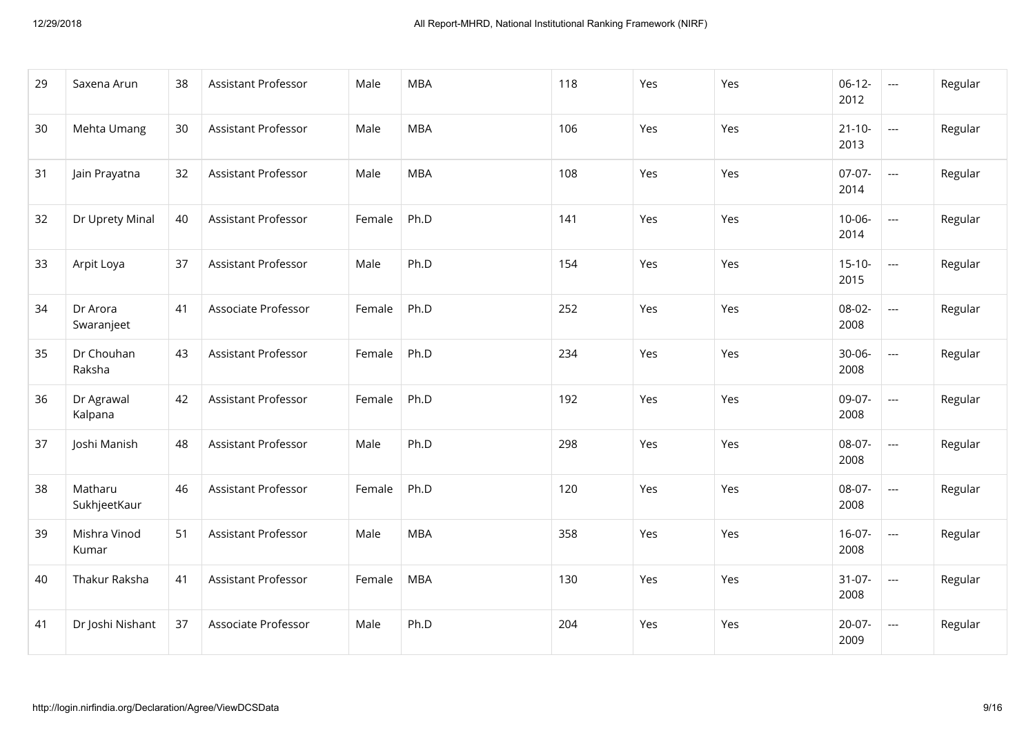| 29 | Saxena Arun | 38 | Assistant Professor | Male | MBA | 118 | Yes | Yes | 06-12-2012 | --- | Regular |
|---|---|---|---|---|---|---|---|---|---|---|---|
| 30 | Mehta Umang | 30 | Assistant Professor | Male | MBA | 106 | Yes | Yes | 21-10-2013 | --- | Regular |
| 31 | Jain Prayatna | 32 | Assistant Professor | Male | MBA | 108 | Yes | Yes | 07-07-2014 | --- | Regular |
| 32 | Dr Uprety Minal | 40 | Assistant Professor | Female | Ph.D | 141 | Yes | Yes | 10-06-2014 | --- | Regular |
| 33 | Arpit Loya | 37 | Assistant Professor | Male | Ph.D | 154 | Yes | Yes | 15-10-2015 | --- | Regular |
| 34 | Dr Arora Swaranjeet | 41 | Associate Professor | Female | Ph.D | 252 | Yes | Yes | 08-02-2008 | --- | Regular |
| 35 | Dr Chouhan Raksha | 43 | Assistant Professor | Female | Ph.D | 234 | Yes | Yes | 30-06-2008 | --- | Regular |
| 36 | Dr Agrawal Kalpana | 42 | Assistant Professor | Female | Ph.D | 192 | Yes | Yes | 09-07-2008 | --- | Regular |
| 37 | Joshi Manish | 48 | Assistant Professor | Male | Ph.D | 298 | Yes | Yes | 08-07-2008 | --- | Regular |
| 38 | Matharu SukhjeetKaur | 46 | Assistant Professor | Female | Ph.D | 120 | Yes | Yes | 08-07-2008 | --- | Regular |
| 39 | Mishra Vinod Kumar | 51 | Assistant Professor | Male | MBA | 358 | Yes | Yes | 16-07-2008 | --- | Regular |
| 40 | Thakur Raksha | 41 | Assistant Professor | Female | MBA | 130 | Yes | Yes | 31-07-2008 | --- | Regular |
| 41 | Dr Joshi Nishant | 37 | Associate Professor | Male | Ph.D | 204 | Yes | Yes | 20-07-2009 | --- | Regular |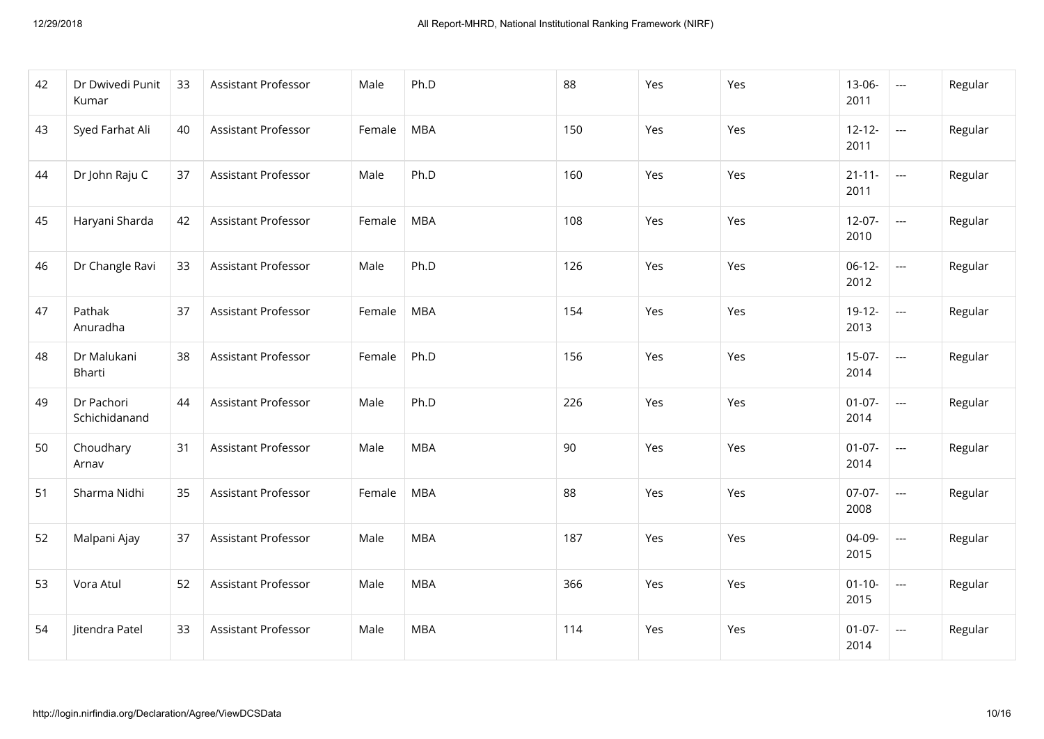| 42 | Dr Dwivedi Punit Kumar | 33 | Assistant Professor | Male | Ph.D | 88 | Yes | Yes | 13-06-2011 | --- | Regular |
|---|---|---|---|---|---|---|---|---|---|---|---|
| 43 | Syed Farhat Ali | 40 | Assistant Professor | Female | MBA | 150 | Yes | Yes | 12-12-2011 | --- | Regular |
| 44 | Dr John Raju C | 37 | Assistant Professor | Male | Ph.D | 160 | Yes | Yes | 21-11-2011 | --- | Regular |
| 45 | Haryani Sharda | 42 | Assistant Professor | Female | MBA | 108 | Yes | Yes | 12-07-2010 | --- | Regular |
| 46 | Dr Changle Ravi | 33 | Assistant Professor | Male | Ph.D | 126 | Yes | Yes | 06-12-2012 | --- | Regular |
| 47 | Pathak Anuradha | 37 | Assistant Professor | Female | MBA | 154 | Yes | Yes | 19-12-2013 | --- | Regular |
| 48 | Dr Malukani Bharti | 38 | Assistant Professor | Female | Ph.D | 156 | Yes | Yes | 15-07-2014 | --- | Regular |
| 49 | Dr Pachori Schichidanand | 44 | Assistant Professor | Male | Ph.D | 226 | Yes | Yes | 01-07-2014 | --- | Regular |
| 50 | Choudhary Arnav | 31 | Assistant Professor | Male | MBA | 90 | Yes | Yes | 01-07-2014 | --- | Regular |
| 51 | Sharma Nidhi | 35 | Assistant Professor | Female | MBA | 88 | Yes | Yes | 07-07-2008 | --- | Regular |
| 52 | Malpani Ajay | 37 | Assistant Professor | Male | MBA | 187 | Yes | Yes | 04-09-2015 | --- | Regular |
| 53 | Vora Atul | 52 | Assistant Professor | Male | MBA | 366 | Yes | Yes | 01-10-2015 | --- | Regular |
| 54 | Jitendra Patel | 33 | Assistant Professor | Male | MBA | 114 | Yes | Yes | 01-07-2014 | --- | Regular |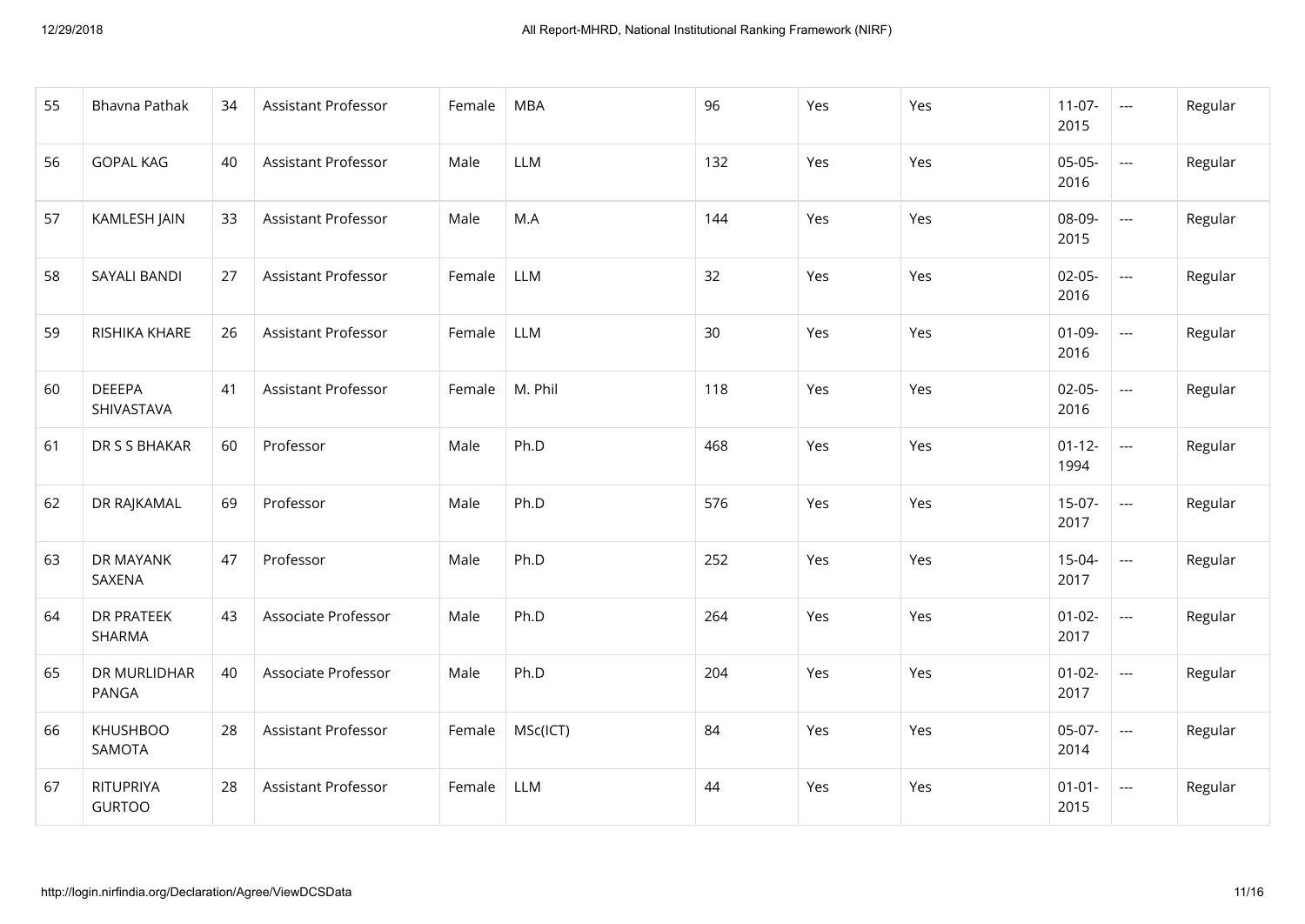| 55 | Bhavna Pathak | 34 | Assistant Professor | Female | MBA | 96 | Yes | Yes | 11-07-2015 | --- | Regular |
|---|---|---|---|---|---|---|---|---|---|---|---|
| 56 | GOPAL KAG | 40 | Assistant Professor | Male | LLM | 132 | Yes | Yes | 05-05-2016 | --- | Regular |
| 57 | KAMLESH JAIN | 33 | Assistant Professor | Male | M.A | 144 | Yes | Yes | 08-09-2015 | --- | Regular |
| 58 | SAYALI BANDI | 27 | Assistant Professor | Female | LLM | 32 | Yes | Yes | 02-05-2016 | --- | Regular |
| 59 | RISHIKA KHARE | 26 | Assistant Professor | Female | LLM | 30 | Yes | Yes | 01-09-2016 | --- | Regular |
| 60 | DEEEPA SHIVASTAVA | 41 | Assistant Professor | Female | M. Phil | 118 | Yes | Yes | 02-05-2016 | --- | Regular |
| 61 | DR S S BHAKAR | 60 | Professor | Male | Ph.D | 468 | Yes | Yes | 01-12-1994 | --- | Regular |
| 62 | DR RAJKAMAL | 69 | Professor | Male | Ph.D | 576 | Yes | Yes | 15-07-2017 | --- | Regular |
| 63 | DR MAYANK SAXENA | 47 | Professor | Male | Ph.D | 252 | Yes | Yes | 15-04-2017 | --- | Regular |
| 64 | DR PRATEEK SHARMA | 43 | Associate Professor | Male | Ph.D | 264 | Yes | Yes | 01-02-2017 | --- | Regular |
| 65 | DR MURLIDHAR PANGA | 40 | Associate Professor | Male | Ph.D | 204 | Yes | Yes | 01-02-2017 | --- | Regular |
| 66 | KHUSHBOO SAMOTA | 28 | Assistant Professor | Female | MSc(ICT) | 84 | Yes | Yes | 05-07-2014 | --- | Regular |
| 67 | RITUPRIYA GURTOO | 28 | Assistant Professor | Female | LLM | 44 | Yes | Yes | 01-01-2015 | --- | Regular |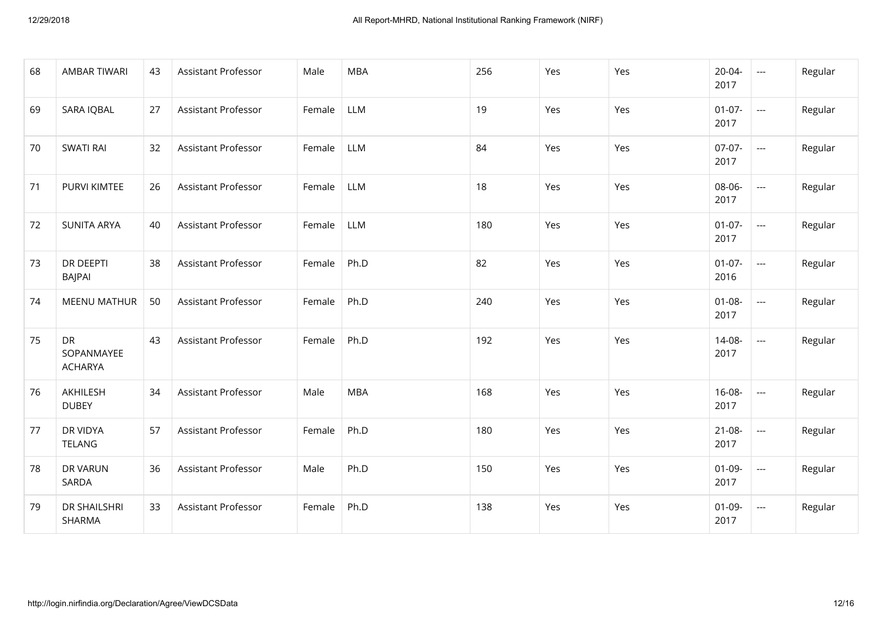| 68 | AMBAR TIWARI | 43 | Assistant Professor | Male | MBA | 256 | Yes | Yes | 20-04-2017 | --- | Regular |
|---|---|---|---|---|---|---|---|---|---|---|---|
| 69 | SARA IQBAL | 27 | Assistant Professor | Female | LLM | 19 | Yes | Yes | 01-07-2017 | --- | Regular |
| 70 | SWATI RAI | 32 | Assistant Professor | Female | LLM | 84 | Yes | Yes | 07-07-2017 | --- | Regular |
| 71 | PURVI KIMTEE | 26 | Assistant Professor | Female | LLM | 18 | Yes | Yes | 08-06-2017 | --- | Regular |
| 72 | SUNITA ARYA | 40 | Assistant Professor | Female | LLM | 180 | Yes | Yes | 01-07-2017 | --- | Regular |
| 73 | DR DEEPTI BAJPAI | 38 | Assistant Professor | Female | Ph.D | 82 | Yes | Yes | 01-07-2016 | --- | Regular |
| 74 | MEENU MATHUR | 50 | Assistant Professor | Female | Ph.D | 240 | Yes | Yes | 01-08-2017 | --- | Regular |
| 75 | DR SOPANMAYEE ACHARYA | 43 | Assistant Professor | Female | Ph.D | 192 | Yes | Yes | 14-08-2017 | --- | Regular |
| 76 | AKHILESH DUBEY | 34 | Assistant Professor | Male | MBA | 168 | Yes | Yes | 16-08-2017 | --- | Regular |
| 77 | DR VIDYA TELANG | 57 | Assistant Professor | Female | Ph.D | 180 | Yes | Yes | 21-08-2017 | --- | Regular |
| 78 | DR VARUN SARDA | 36 | Assistant Professor | Male | Ph.D | 150 | Yes | Yes | 01-09-2017 | --- | Regular |
| 79 | DR SHAILSHRI SHARMA | 33 | Assistant Professor | Female | Ph.D | 138 | Yes | Yes | 01-09-2017 | --- | Regular |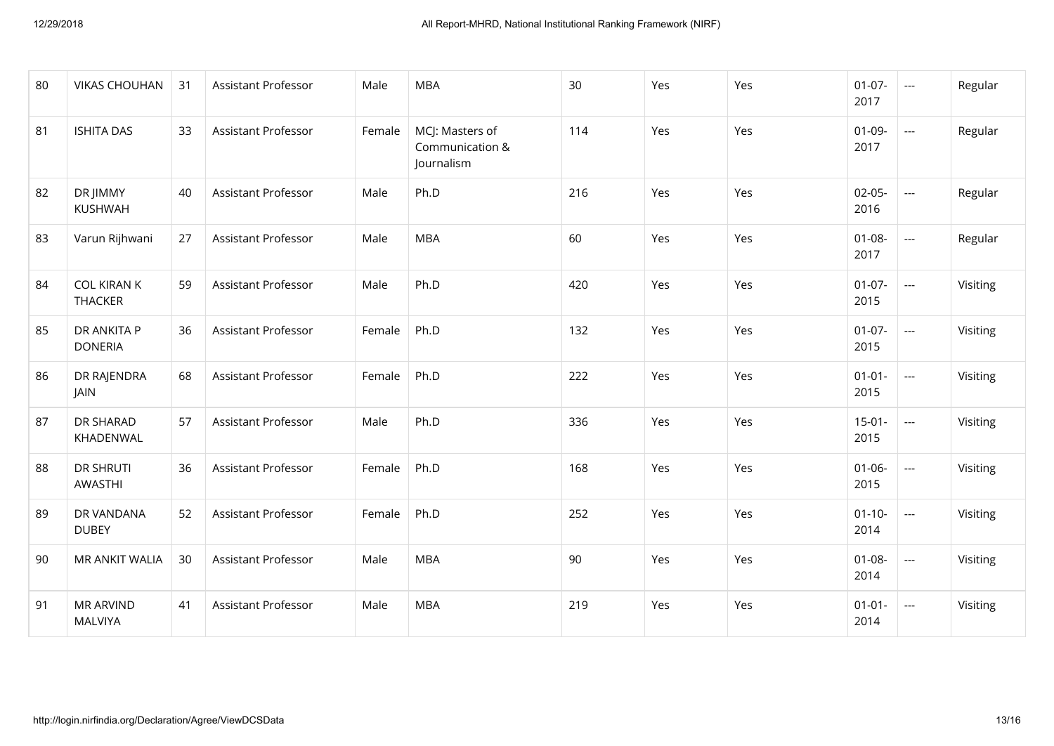| 80 | VIKAS CHOUHAN | 31 | Assistant Professor | Male | MBA | 30 | Yes | Yes | 01-07-2017 | --- | Regular |
|---|---|---|---|---|---|---|---|---|---|---|---|
| 81 | ISHITA DAS | 33 | Assistant Professor | Female | MCJ: Masters of Communication & Journalism | 114 | Yes | Yes | 01-09-2017 | --- | Regular |
| 82 | DR JIMMY KUSHWAH | 40 | Assistant Professor | Male | Ph.D | 216 | Yes | Yes | 02-05-2016 | --- | Regular |
| 83 | Varun Rijhwani | 27 | Assistant Professor | Male | MBA | 60 | Yes | Yes | 01-08-2017 | --- | Regular |
| 84 | COL KIRAN K THACKER | 59 | Assistant Professor | Male | Ph.D | 420 | Yes | Yes | 01-07-2015 | --- | Visiting |
| 85 | DR ANKITA P DONERIA | 36 | Assistant Professor | Female | Ph.D | 132 | Yes | Yes | 01-07-2015 | --- | Visiting |
| 86 | DR RAJENDRA JAIN | 68 | Assistant Professor | Female | Ph.D | 222 | Yes | Yes | 01-01-2015 | --- | Visiting |
| 87 | DR SHARAD KHADENWAL | 57 | Assistant Professor | Male | Ph.D | 336 | Yes | Yes | 15-01-2015 | --- | Visiting |
| 88 | DR SHRUTI AWASTHI | 36 | Assistant Professor | Female | Ph.D | 168 | Yes | Yes | 01-06-2015 | --- | Visiting |
| 89 | DR VANDANA DUBEY | 52 | Assistant Professor | Female | Ph.D | 252 | Yes | Yes | 01-10-2014 | --- | Visiting |
| 90 | MR ANKIT WALIA | 30 | Assistant Professor | Male | MBA | 90 | Yes | Yes | 01-08-2014 | --- | Visiting |
| 91 | MR ARVIND MALVIYA | 41 | Assistant Professor | Male | MBA | 219 | Yes | Yes | 01-01-2014 | --- | Visiting |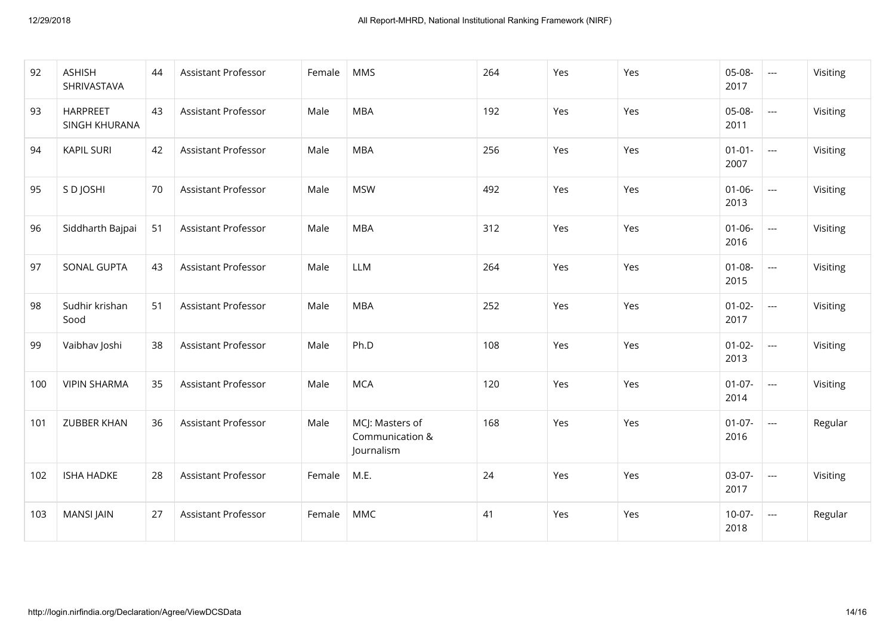| 92 | ASHISH SHRIVASTAVA | 44 | Assistant Professor | Female | MMS | 264 | Yes | Yes | 05-08-2017 | --- | Visiting |
|---|---|---|---|---|---|---|---|---|---|---|---|
| 93 | HARPREET SINGH KHURANA | 43 | Assistant Professor | Male | MBA | 192 | Yes | Yes | 05-08-2011 | --- | Visiting |
| 94 | KAPIL SURI | 42 | Assistant Professor | Male | MBA | 256 | Yes | Yes | 01-01-2007 | --- | Visiting |
| 95 | S D JOSHI | 70 | Assistant Professor | Male | MSW | 492 | Yes | Yes | 01-06-2013 | --- | Visiting |
| 96 | Siddharth Bajpai | 51 | Assistant Professor | Male | MBA | 312 | Yes | Yes | 01-06-2016 | --- | Visiting |
| 97 | SONAL GUPTA | 43 | Assistant Professor | Male | LLM | 264 | Yes | Yes | 01-08-2015 | --- | Visiting |
| 98 | Sudhir krishan Sood | 51 | Assistant Professor | Male | MBA | 252 | Yes | Yes | 01-02-2017 | --- | Visiting |
| 99 | Vaibhav Joshi | 38 | Assistant Professor | Male | Ph.D | 108 | Yes | Yes | 01-02-2013 | --- | Visiting |
| 100 | VIPIN SHARMA | 35 | Assistant Professor | Male | MCA | 120 | Yes | Yes | 01-07-2014 | --- | Visiting |
| 101 | ZUBBER KHAN | 36 | Assistant Professor | Male | MCJ: Masters of Communication & Journalism | 168 | Yes | Yes | 01-07-2016 | --- | Regular |
| 102 | ISHA HADKE | 28 | Assistant Professor | Female | M.E. | 24 | Yes | Yes | 03-07-2017 | --- | Visiting |
| 103 | MANSI JAIN | 27 | Assistant Professor | Female | MMC | 41 | Yes | Yes | 10-07-2018 | --- | Regular |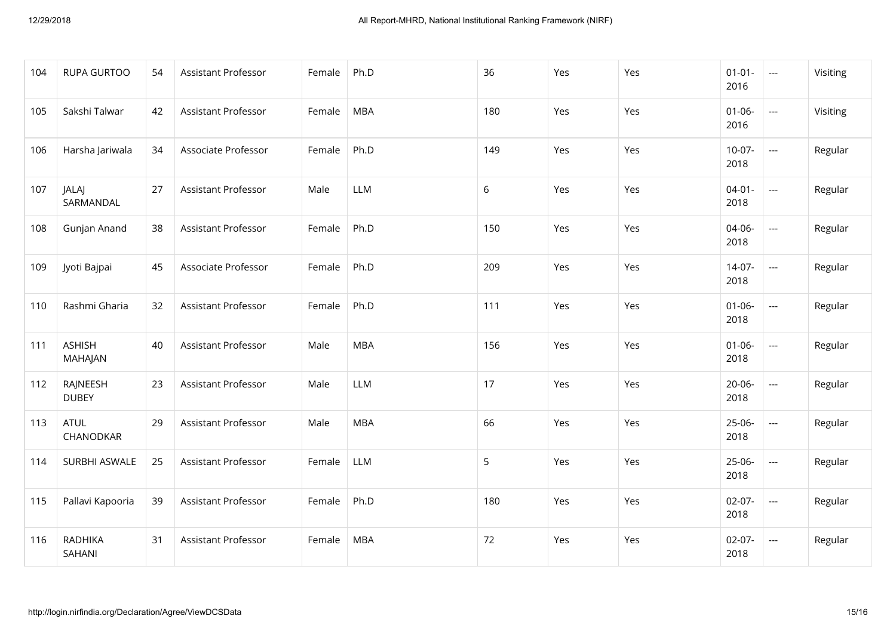| 104 | RUPA GURTOO | 54 | Assistant Professor | Female | Ph.D | 36 | Yes | Yes | 01-01-2016 | --- | Visiting |
|---|---|---|---|---|---|---|---|---|---|---|---|
| 105 | Sakshi Talwar | 42 | Assistant Professor | Female | MBA | 180 | Yes | Yes | 01-06-2016 | --- | Visiting |
| 106 | Harsha Jariwala | 34 | Associate Professor | Female | Ph.D | 149 | Yes | Yes | 10-07-2018 | --- | Regular |
| 107 | JALAJ SARMANDAL | 27 | Assistant Professor | Male | LLM | 6 | Yes | Yes | 04-01-2018 | --- | Regular |
| 108 | Gunjan Anand | 38 | Assistant Professor | Female | Ph.D | 150 | Yes | Yes | 04-06-2018 | --- | Regular |
| 109 | Jyoti Bajpai | 45 | Associate Professor | Female | Ph.D | 209 | Yes | Yes | 14-07-2018 | --- | Regular |
| 110 | Rashmi Gharia | 32 | Assistant Professor | Female | Ph.D | 111 | Yes | Yes | 01-06-2018 | --- | Regular |
| 111 | ASHISH MAHAJAN | 40 | Assistant Professor | Male | MBA | 156 | Yes | Yes | 01-06-2018 | --- | Regular |
| 112 | RAJNEESH DUBEY | 23 | Assistant Professor | Male | LLM | 17 | Yes | Yes | 20-06-2018 | --- | Regular |
| 113 | ATUL CHANODKAR | 29 | Assistant Professor | Male | MBA | 66 | Yes | Yes | 25-06-2018 | --- | Regular |
| 114 | SURBHI ASWALE | 25 | Assistant Professor | Female | LLM | 5 | Yes | Yes | 25-06-2018 | --- | Regular |
| 115 | Pallavi Kapooria | 39 | Assistant Professor | Female | Ph.D | 180 | Yes | Yes | 02-07-2018 | --- | Regular |
| 116 | RADHIKA SAHANI | 31 | Assistant Professor | Female | MBA | 72 | Yes | Yes | 02-07-2018 | --- | Regular |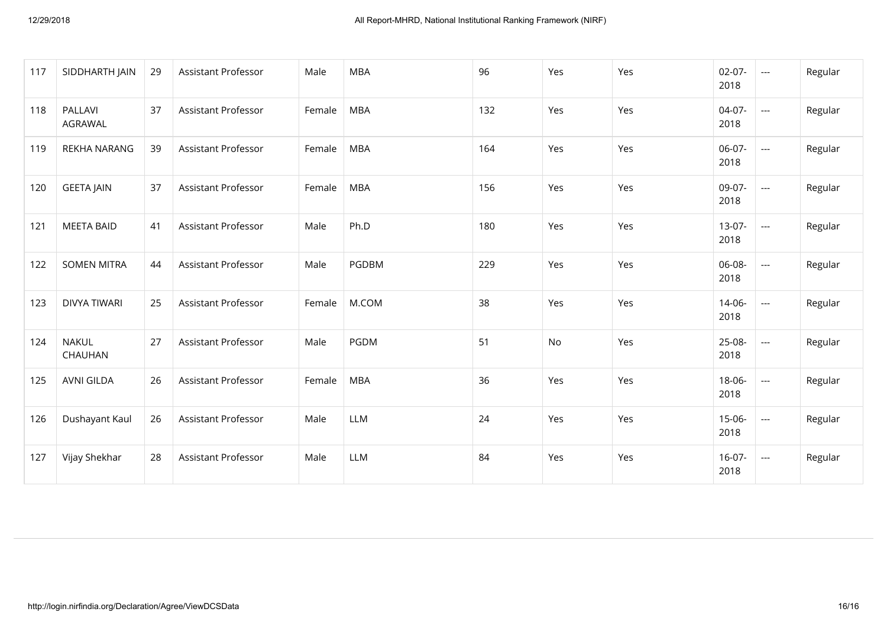| | | | | | | | | | | | |
|---|---|---|---|---|---|---|---|---|---|---|---|
| 117 | SIDDHARTH JAIN | 29 | Assistant Professor | Male | MBA | 96 | Yes | Yes | 02-07-2018 | --- | Regular |
| 118 | PALLAVI AGRAWAL | 37 | Assistant Professor | Female | MBA | 132 | Yes | Yes | 04-07-2018 | --- | Regular |
| 119 | REKHA NARANG | 39 | Assistant Professor | Female | MBA | 164 | Yes | Yes | 06-07-2018 | --- | Regular |
| 120 | GEETA JAIN | 37 | Assistant Professor | Female | MBA | 156 | Yes | Yes | 09-07-2018 | --- | Regular |
| 121 | MEETA BAID | 41 | Assistant Professor | Male | Ph.D | 180 | Yes | Yes | 13-07-2018 | --- | Regular |
| 122 | SOMEN MITRA | 44 | Assistant Professor | Male | PGDBM | 229 | Yes | Yes | 06-08-2018 | --- | Regular |
| 123 | DIVYA TIWARI | 25 | Assistant Professor | Female | M.COM | 38 | Yes | Yes | 14-06-2018 | --- | Regular |
| 124 | NAKUL CHAUHAN | 27 | Assistant Professor | Male | PGDM | 51 | No | Yes | 25-08-2018 | --- | Regular |
| 125 | AVNI GILDA | 26 | Assistant Professor | Female | MBA | 36 | Yes | Yes | 18-06-2018 | --- | Regular |
| 126 | Dushayant Kaul | 26 | Assistant Professor | Male | LLM | 24 | Yes | Yes | 15-06-2018 | --- | Regular |
| 127 | Vijay Shekhar | 28 | Assistant Professor | Male | LLM | 84 | Yes | Yes | 16-07-2018 | --- | Regular |